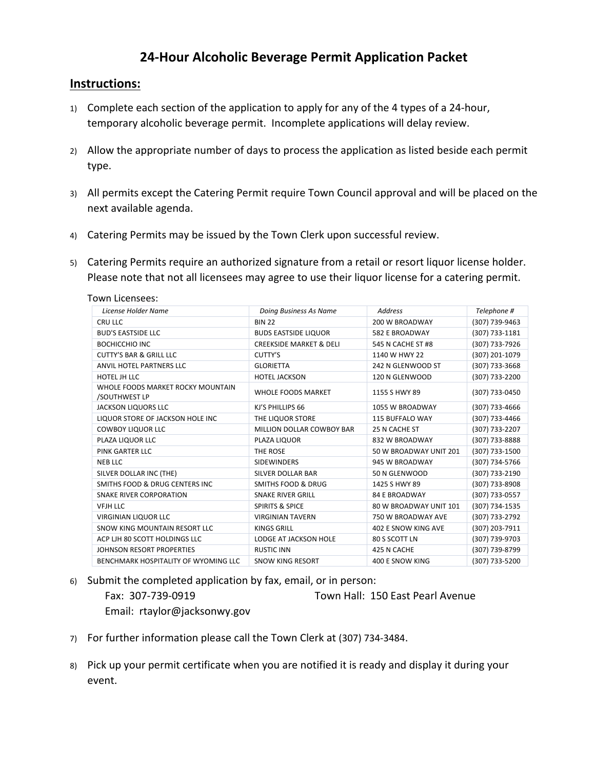# 24-Hour Alcoholic Beverage Permit Application Packet

## Instructions:

1) Complete each section of the application to apply for any of the 4 types of a 24-hour, temporary alcoholic beverage permit. Incomplete applications will delay review.

2) Allow the appropriate number of days to process the application as listed beside each permit type.

3) All permits except the Catering Permit require Town Council approval and will be placed on the next available agenda.

4) Catering Permits may be issued by the Town Clerk upon successful review.

5) Catering Permits require an authorized signature from a retail or resort liquor license holder. Please note that not all licensees may agree to use their liquor license for a catering permit.

Town Licensees:

| *License Holder Name* | *Doing Business As Name* | *Address* | *Telephone #* |
|---|---|---|---|
| CRU LLC | BIN 22 | 200 W BROADWAY | (307) 739-9463 |
| BUD'S EASTSIDE LLC | BUDS EASTSIDE LIQUOR | 582 E BROADWAY | (307) 733-1181 |
| BOCHICCHIO INC | CREEKSIDE MARKET & DELI | 545 N CACHE ST #8 | (307) 733-7926 |
| CUTTY'S BAR & GRILL LLC | CUTTY'S | 1140 W HWY 22 | (307) 201-1079 |
| ANVIL HOTEL PARTNERS LLC | GLORIETTA | 242 N GLENWOOD ST | (307) 733-3668 |
| HOTEL JH LLC | HOTEL JACKSON | 120 N GLENWOOD | (307) 733-2200 |
| WHOLE FOODS MARKET ROCKY MOUNTAIN /SOUTHWEST LP | WHOLE FOODS MARKET | 1155 S HWY 89 | (307) 733-0450 |
| JACKSON LIQUORS LLC | KJ'S PHILLIPS 66 | 1055 W BROADWAY | (307) 733-4666 |
| LIQUOR STORE OF JACKSON HOLE INC | THE LIQUOR STORE | 115 BUFFALO WAY | (307) 733-4466 |
| COWBOY LIQUOR LLC | MILLION DOLLAR COWBOY BAR | 25 N CACHE ST | (307) 733-2207 |
| PLAZA LIQUOR LLC | PLAZA LIQUOR | 832 W BROADWAY | (307) 733-8888 |
| PINK GARTER LLC | THE ROSE | 50 W BROADWAY UNIT 201 | (307) 733-1500 |
| NEB LLC | SIDEWINDERS | 945 W BROADWAY | (307) 734-5766 |
| SILVER DOLLAR INC (THE) | SILVER DOLLAR BAR | 50 N GLENWOOD | (307) 733-2190 |
| SMITHS FOOD & DRUG CENTERS INC | SMITHS FOOD & DRUG | 1425 S HWY 89 | (307) 733-8908 |
| SNAKE RIVER CORPORATION | SNAKE RIVER GRILL | 84 E BROADWAY | (307) 733-0557 |
| VFJH LLC | SPIRITS & SPICE | 80 W BROADWAY UNIT 101 | (307) 734-1535 |
| VIRGINIAN LIQUOR LLC | VIRGINIAN TAVERN | 750 W BROADWAY AVE | (307) 733-2792 |
| SNOW KING MOUNTAIN RESORT LLC | KINGS GRILL | 402 E SNOW KING AVE | (307) 203-7911 |
| ACP LJH 80 SCOTT HOLDINGS LLC | LODGE AT JACKSON HOLE | 80 S SCOTT LN | (307) 739-9703 |
| JOHNSON RESORT PROPERTIES | RUSTIC INN | 425 N CACHE | (307) 739-8799 |
| BENCHMARK HOSPITALITY OF WYOMING LLC | SNOW KING RESORT | 400 E SNOW KING | (307) 733-5200 |

6) Submit the completed application by fax, email, or in person:
   Fax: 307-739-0919
   Town Hall: 150 East Pearl Avenue
   Email: rtaylor@jacksonwy.gov

7) For further information please call the Town Clerk at (307) 734-3484.

8) Pick up your permit certificate when you are notified it is ready and display it during your event.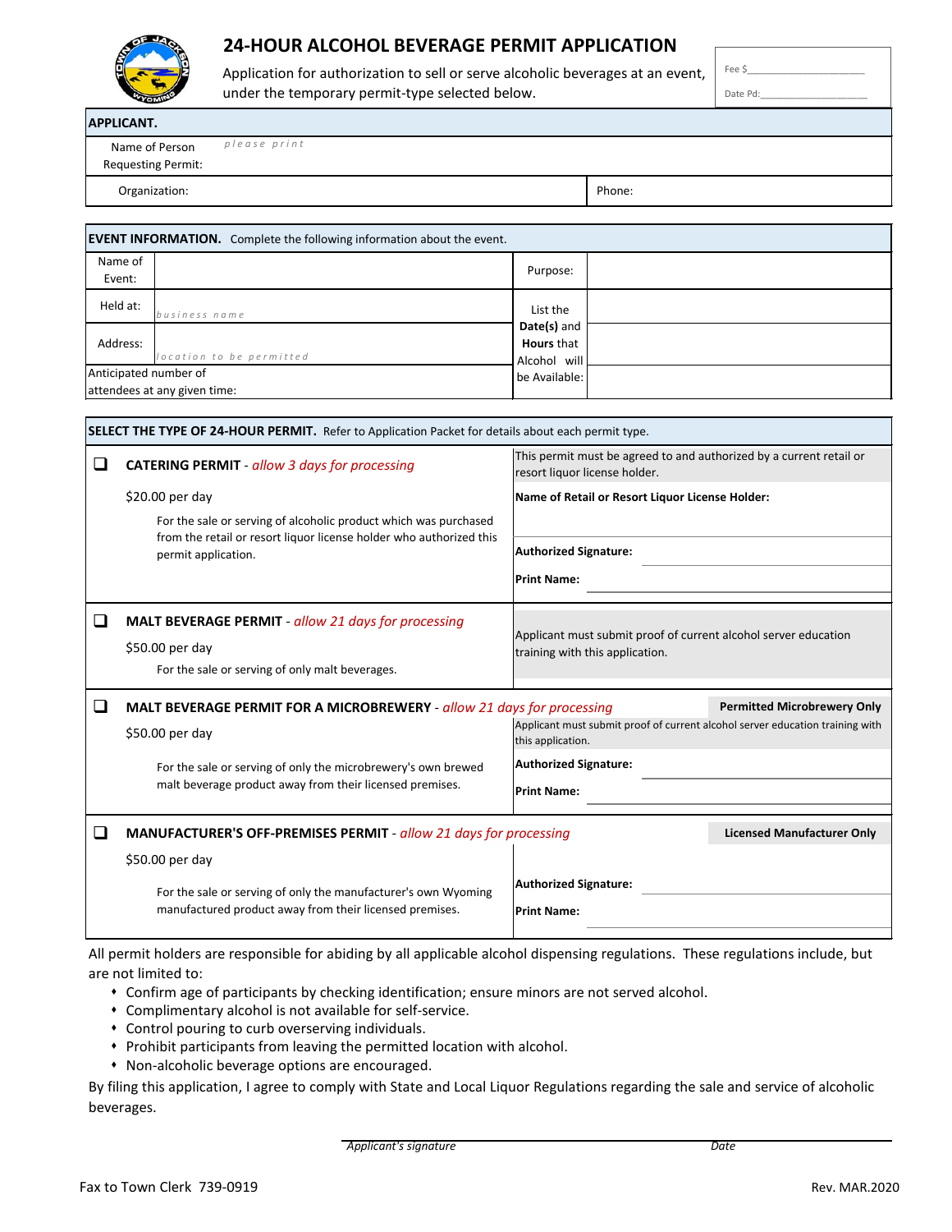# 24-HOUR ALCOHOL BEVERAGE PERMIT APPLICATION

Application for authorization to sell or serve alcoholic beverages at an event, under the temporary permit-type selected below.

Fee $\_\_\_\_\_\_\_\_\_\_\_\_\_\_\_\_

Date Pd:\_\_\_\_\_\_\_\_\_\_\_\_\_\_\_\_

**APPLICANT.**

| | |
|---|---|
| Name of Person Requesting Permit: | *please print* |
| Organization: | Phone: |

**EVENT INFORMATION.** Complete the following information about the event.

| | | | |
|---|---|---|---|
| Name of Event: | | Purpose: | |
| Held at: | *business name* | List the **Date(s)** and **Hours** that Alcohol will be Available: | |
| Address: | *location to be permitted* | | |
| Anticipated number of attendees at any given time: | | | |

**SELECT THE TYPE OF 24-HOUR PERMIT.** Refer to Application Packet for details about each permit type.

❑ **CATERING PERMIT** - *allow 3 days for processing*

$20.00 per day

For the sale or serving of alcoholic product which was purchased from the retail or resort liquor license holder who authorized this permit application.

This permit must be agreed to and authorized by a current retail or resort liquor license holder.

**Name of Retail or Resort Liquor License Holder:**

**Authorized Signature:**

**Print Name:**

❑ **MALT BEVERAGE PERMIT** - *allow 21 days for processing*

$50.00 per day

For the sale or serving of only malt beverages.

Applicant must submit proof of current alcohol server education training with this application.

❑ **MALT BEVERAGE PERMIT FOR A MICROBREWERY** - *allow 21 days for processing*

**Permitted Microbrewery Only**

$50.00 per day

For the sale or serving of only the microbrewery's own brewed malt beverage product away from their licensed premises.

Applicant must submit proof of current alcohol server education training with this application.

**Authorized Signature:**

**Print Name:**

❑ **MANUFACTURER'S OFF-PREMISES PERMIT** - *allow 21 days for processing*

**Licensed Manufacturer Only**

$50.00 per day

For the sale or serving of only the manufacturer's own Wyoming manufactured product away from their licensed premises.

**Authorized Signature:**

**Print Name:**

All permit holders are responsible for abiding by all applicable alcohol dispensing regulations. These regulations include, but are not limited to:

- Confirm age of participants by checking identification; ensure minors are not served alcohol.
- Complimentary alcohol is not available for self-service.
- Control pouring to curb overserving individuals.
- Prohibit participants from leaving the permitted location with alcohol.
- Non-alcoholic beverage options are encouraged.

By filing this application, I agree to comply with State and Local Liquor Regulations regarding the sale and service of alcoholic beverages.

*Applicant's signature* *Date*

Fax to Town Clerk 739-0919

Rev. MAR.2020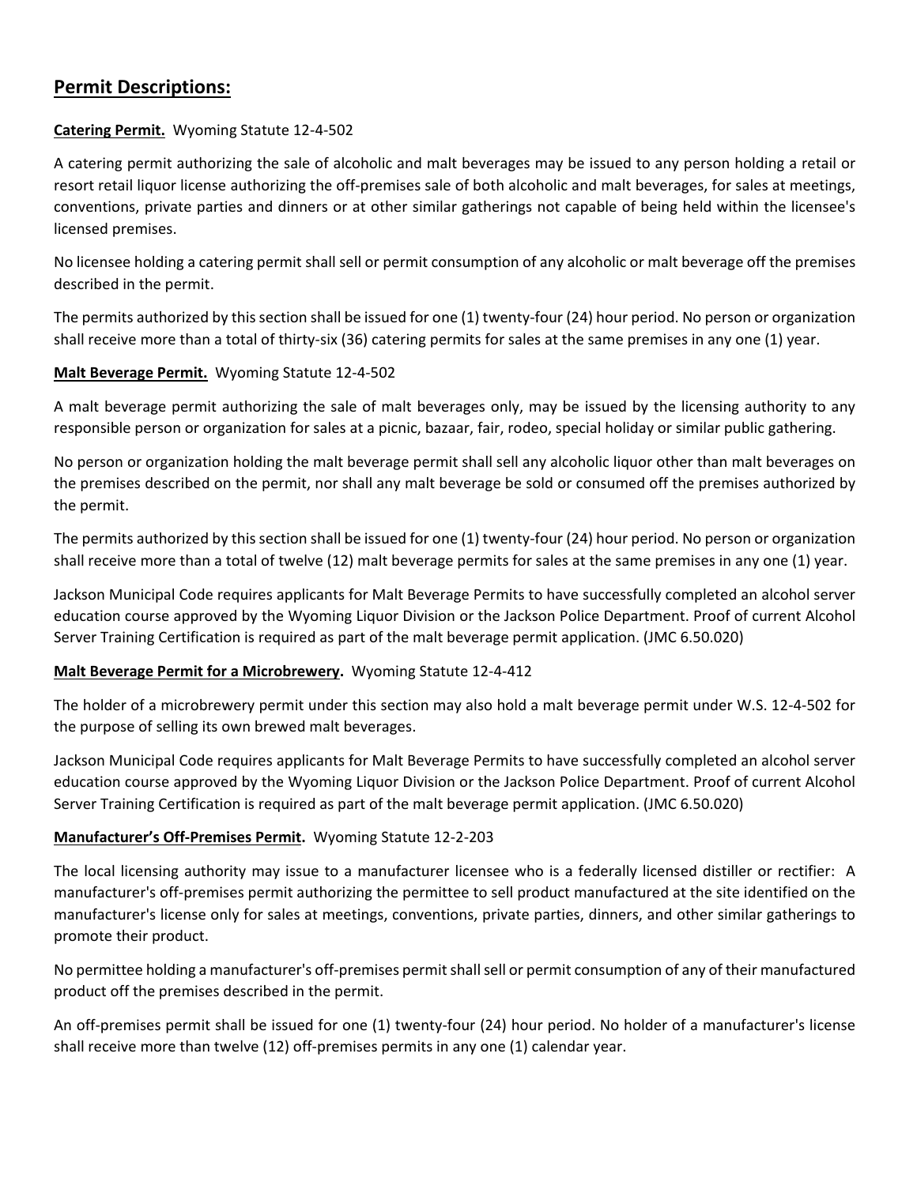## Permit Descriptions:

**Catering Permit.** Wyoming Statute 12-4-502

A catering permit authorizing the sale of alcoholic and malt beverages may be issued to any person holding a retail or resort retail liquor license authorizing the off-premises sale of both alcoholic and malt beverages, for sales at meetings, conventions, private parties and dinners or at other similar gatherings not capable of being held within the licensee's licensed premises.

No licensee holding a catering permit shall sell or permit consumption of any alcoholic or malt beverage off the premises described in the permit.

The permits authorized by this section shall be issued for one (1) twenty-four (24) hour period. No person or organization shall receive more than a total of thirty-six (36) catering permits for sales at the same premises in any one (1) year.

**Malt Beverage Permit.** Wyoming Statute 12-4-502

A malt beverage permit authorizing the sale of malt beverages only, may be issued by the licensing authority to any responsible person or organization for sales at a picnic, bazaar, fair, rodeo, special holiday or similar public gathering.

No person or organization holding the malt beverage permit shall sell any alcoholic liquor other than malt beverages on the premises described on the permit, nor shall any malt beverage be sold or consumed off the premises authorized by the permit.

The permits authorized by this section shall be issued for one (1) twenty-four (24) hour period. No person or organization shall receive more than a total of twelve (12) malt beverage permits for sales at the same premises in any one (1) year.

Jackson Municipal Code requires applicants for Malt Beverage Permits to have successfully completed an alcohol server education course approved by the Wyoming Liquor Division or the Jackson Police Department. Proof of current Alcohol Server Training Certification is required as part of the malt beverage permit application. (JMC 6.50.020)

**Malt Beverage Permit for a Microbrewery.** Wyoming Statute 12-4-412

The holder of a microbrewery permit under this section may also hold a malt beverage permit under W.S. 12-4-502 for the purpose of selling its own brewed malt beverages.

Jackson Municipal Code requires applicants for Malt Beverage Permits to have successfully completed an alcohol server education course approved by the Wyoming Liquor Division or the Jackson Police Department. Proof of current Alcohol Server Training Certification is required as part of the malt beverage permit application. (JMC 6.50.020)

**Manufacturer's Off-Premises Permit.** Wyoming Statute 12-2-203

The local licensing authority may issue to a manufacturer licensee who is a federally licensed distiller or rectifier: A manufacturer's off-premises permit authorizing the permittee to sell product manufactured at the site identified on the manufacturer's license only for sales at meetings, conventions, private parties, dinners, and other similar gatherings to promote their product.

No permittee holding a manufacturer's off-premises permit shall sell or permit consumption of any of their manufactured product off the premises described in the permit.

An off-premises permit shall be issued for one (1) twenty-four (24) hour period. No holder of a manufacturer's license shall receive more than twelve (12) off-premises permits in any one (1) calendar year.